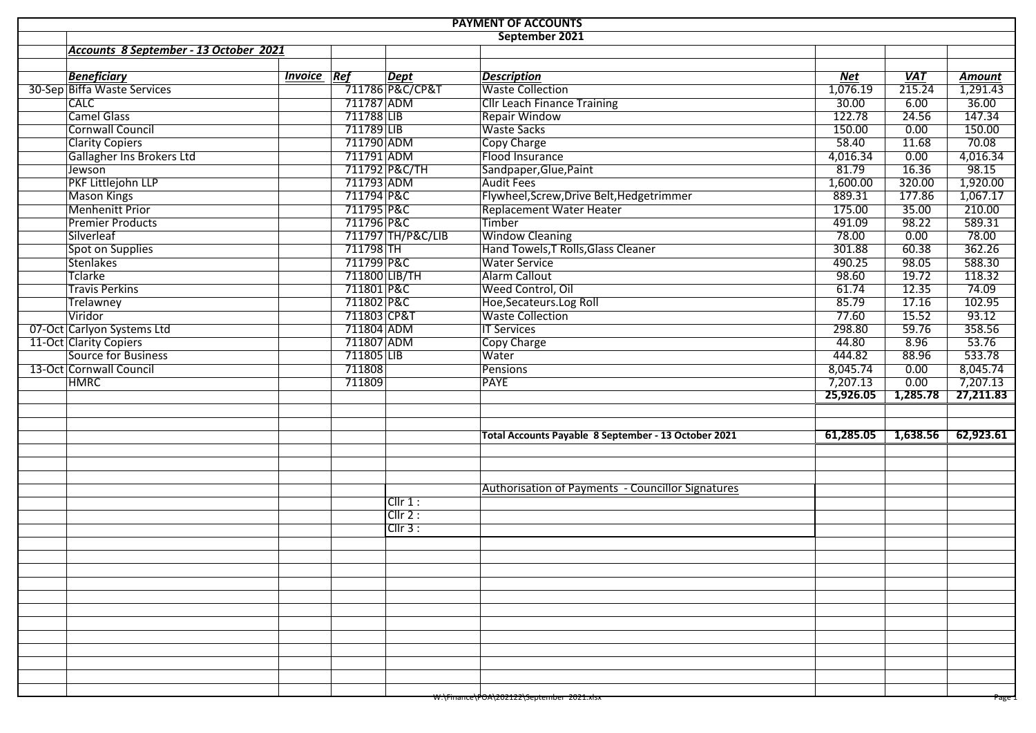# PAYMENT OF ACCOUNTS

## September 2021

***Accounts 8 September - 13 October 2021***

| | *Beneficiary* | *Invoice* | *Ref* | *Dept* | *Description* | *Net* | *VAT* | *Amount* |
|---|---|---|---|---|---|---|---|---|
| 30-Sep | Biffa Waste Services | | 711786 | P&C/CP&T | Waste Collection | 1,076.19 | 215.24 | 1,291.43 |
| | CALC | | 711787 | ADM | Cllr Leach Finance Training | 30.00 | 6.00 | 36.00 |
| | Camel Glass | | 711788 | LIB | Repair Window | 122.78 | 24.56 | 147.34 |
| | Cornwall Council | | 711789 | LIB | Waste Sacks | 150.00 | 0.00 | 150.00 |
| | Clarity Copiers | | 711790 | ADM | Copy Charge | 58.40 | 11.68 | 70.08 |
| | Gallagher Ins Brokers Ltd | | 711791 | ADM | Flood Insurance | 4,016.34 | 0.00 | 4,016.34 |
| | Jewson | | 711792 | P&C/TH | Sandpaper,Glue,Paint | 81.79 | 16.36 | 98.15 |
| | PKF Littlejohn LLP | | 711793 | ADM | Audit Fees | 1,600.00 | 320.00 | 1,920.00 |
| | Mason Kings | | 711794 | P&C | Flywheel,Screw,Drive Belt,Hedgetrimmer | 889.31 | 177.86 | 1,067.17 |
| | Menhenitt Prior | | 711795 | P&C | Replacement Water Heater | 175.00 | 35.00 | 210.00 |
| | Premier Products | | 711796 | P&C | Timber | 491.09 | 98.22 | 589.31 |
| | Silverleaf | | 711797 | TH/P&C/LIB | Window Cleaning | 78.00 | 0.00 | 78.00 |
| | Spot on Supplies | | 711798 | TH | Hand Towels,T Rolls,Glass Cleaner | 301.88 | 60.38 | 362.26 |
| | Stenlakes | | 711799 | P&C | Water Service | 490.25 | 98.05 | 588.30 |
| | Tclarke | | 711800 | LIB/TH | Alarm Callout | 98.60 | 19.72 | 118.32 |
| | Travis Perkins | | 711801 | P&C | Weed Control, Oil | 61.74 | 12.35 | 74.09 |
| | Trelawney | | 711802 | P&C | Hoe,Secateurs.Log Roll | 85.79 | 17.16 | 102.95 |
| | Viridor | | 711803 | CP&T | Waste Collection | 77.60 | 15.52 | 93.12 |
| 07-Oct | Carlyon Systems Ltd | | 711804 | ADM | IT Services | 298.80 | 59.76 | 358.56 |
| 11-Oct | Clarity Copiers | | 711807 | ADM | Copy Charge | 44.80 | 8.96 | 53.76 |
| | Source for Business | | 711805 | LIB | Water | 444.82 | 88.96 | 533.78 |
| 13-Oct | Cornwall Council | | 711808 | | Pensions | 8,045.74 | 0.00 | 8,045.74 |
| | HMRC | | 711809 | | PAYE | 7,207.13 | 0.00 | 7,207.13 |
| | | | | | | **25,926.05** | **1,285.78** | **27,211.83** |
| | | | | | **Total Accounts Payable 8 September - 13 October 2021** | **61,285.05** | **1,638.56** | **62,923.61** |

Authorisation of Payments - Councillor Signatures

Cllr 1 :

Cllr 2 :

Cllr 3 :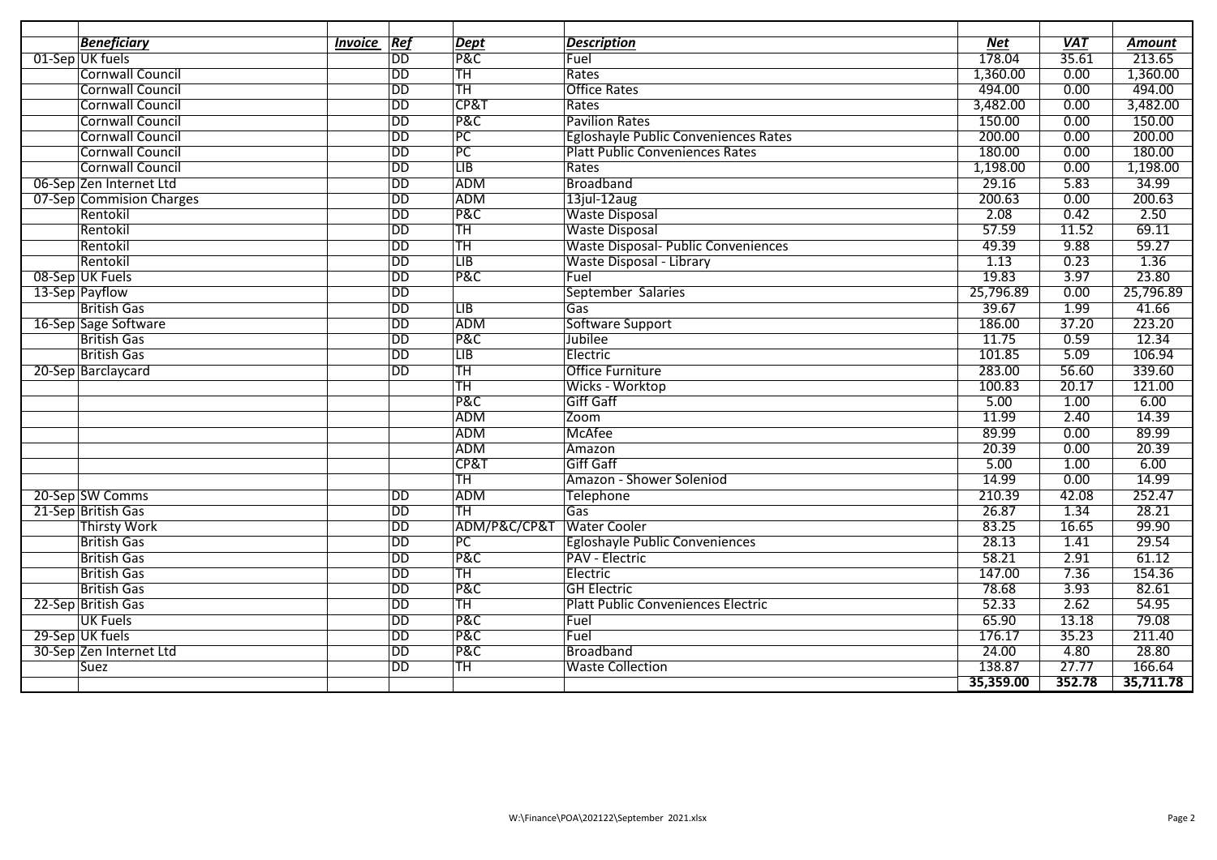| | Beneficiary | Invoice | Ref | Dept | Description | Net | VAT | Amount |
|---|---|---|---|---|---|---|---|---|
| 01-Sep | UK fuels | | DD | P&C | Fuel | 178.04 | 35.61 | 213.65 |
| | Cornwall Council | | DD | TH | Rates | 1,360.00 | 0.00 | 1,360.00 |
| | Cornwall Council | | DD | TH | Office Rates | 494.00 | 0.00 | 494.00 |
| | Cornwall Council | | DD | CP&T | Rates | 3,482.00 | 0.00 | 3,482.00 |
| | Cornwall Council | | DD | P&C | Pavilion Rates | 150.00 | 0.00 | 150.00 |
| | Cornwall Council | | DD | PC | Egloshayle Public Conveniences Rates | 200.00 | 0.00 | 200.00 |
| | Cornwall Council | | DD | PC | Platt Public Conveniences Rates | 180.00 | 0.00 | 180.00 |
| | Cornwall Council | | DD | LIB | Rates | 1,198.00 | 0.00 | 1,198.00 |
| 06-Sep | Zen Internet Ltd | | DD | ADM | Broadband | 29.16 | 5.83 | 34.99 |
| 07-Sep | Commision Charges | | DD | ADM | 13jul-12aug | 200.63 | 0.00 | 200.63 |
| | Rentokil | | DD | P&C | Waste Disposal | 2.08 | 0.42 | 2.50 |
| | Rentokil | | DD | TH | Waste Disposal | 57.59 | 11.52 | 69.11 |
| | Rentokil | | DD | TH | Waste Disposal- Public Conveniences | 49.39 | 9.88 | 59.27 |
| | Rentokil | | DD | LIB | Waste Disposal - Library | 1.13 | 0.23 | 1.36 |
| 08-Sep | UK Fuels | | DD | P&C | Fuel | 19.83 | 3.97 | 23.80 |
| 13-Sep | Payflow | | DD | | September Salaries | 25,796.89 | 0.00 | 25,796.89 |
| | British Gas | | DD | LIB | Gas | 39.67 | 1.99 | 41.66 |
| 16-Sep | Sage Software | | DD | ADM | Software Support | 186.00 | 37.20 | 223.20 |
| | British Gas | | DD | P&C | Jubilee | 11.75 | 0.59 | 12.34 |
| | British Gas | | DD | LIB | Electric | 101.85 | 5.09 | 106.94 |
| 20-Sep | Barclaycard | | DD | TH | Office Furniture | 283.00 | 56.60 | 339.60 |
| | | | | TH | Wicks - Worktop | 100.83 | 20.17 | 121.00 |
| | | | | P&C | Giff Gaff | 5.00 | 1.00 | 6.00 |
| | | | | ADM | Zoom | 11.99 | 2.40 | 14.39 |
| | | | | ADM | McAfee | 89.99 | 0.00 | 89.99 |
| | | | | ADM | Amazon | 20.39 | 0.00 | 20.39 |
| | | | | CP&T | Giff Gaff | 5.00 | 1.00 | 6.00 |
| | | | | TH | Amazon - Shower Soleniod | 14.99 | 0.00 | 14.99 |
| 20-Sep | SW Comms | | DD | ADM | Telephone | 210.39 | 42.08 | 252.47 |
| 21-Sep | British Gas | | DD | TH | Gas | 26.87 | 1.34 | 28.21 |
| | Thirsty Work | | DD | ADM/P&C/CP&T | Water Cooler | 83.25 | 16.65 | 99.90 |
| | British Gas | | DD | PC | Egloshayle Public Conveniences | 28.13 | 1.41 | 29.54 |
| | British Gas | | DD | P&C | PAV - Electric | 58.21 | 2.91 | 61.12 |
| | British Gas | | DD | TH | Electric | 147.00 | 7.36 | 154.36 |
| | British Gas | | DD | P&C | GH Electric | 78.68 | 3.93 | 82.61 |
| 22-Sep | British Gas | | DD | TH | Platt Public Conveniences Electric | 52.33 | 2.62 | 54.95 |
| | UK Fuels | | DD | P&C | Fuel | 65.90 | 13.18 | 79.08 |
| 29-Sep | UK fuels | | DD | P&C | Fuel | 176.17 | 35.23 | 211.40 |
| 30-Sep | Zen Internet Ltd | | DD | P&C | Broadband | 24.00 | 4.80 | 28.80 |
| | Suez | | DD | TH | Waste Collection | 138.87 | 27.77 | 166.64 |
| | | | | | | **35,359.00** | **352.78** | **35,711.78** |

W:\Finance\POA\202122\September 2021.xlsx